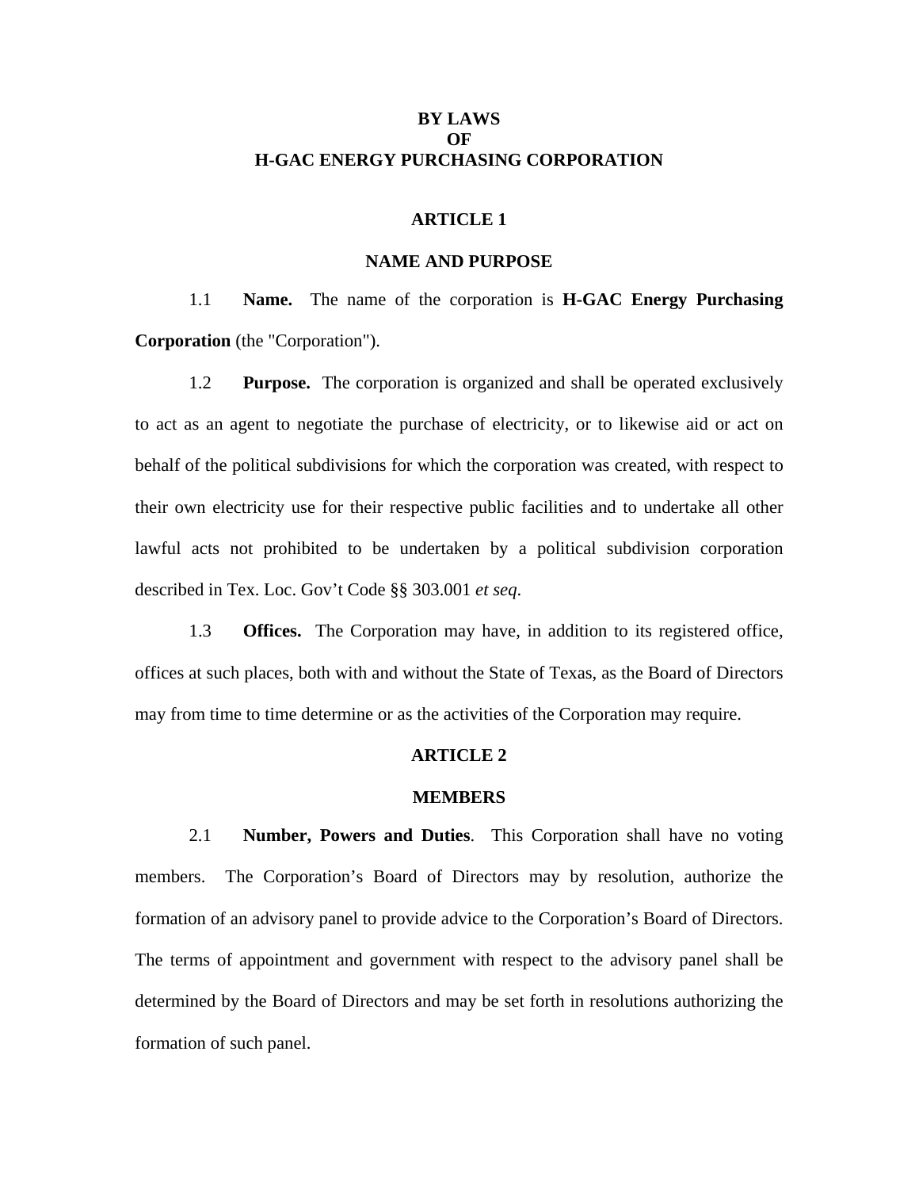# BY LAWS
# OF
# H-GAC ENERGY PURCHASING CORPORATION

## ARTICLE 1

## NAME AND PURPOSE

1.1 **Name.** The name of the corporation is **H-GAC Energy Purchasing Corporation** (the "Corporation").

1.2 **Purpose.** The corporation is organized and shall be operated exclusively to act as an agent to negotiate the purchase of electricity, or to likewise aid or act on behalf of the political subdivisions for which the corporation was created, with respect to their own electricity use for their respective public facilities and to undertake all other lawful acts not prohibited to be undertaken by a political subdivision corporation described in Tex. Loc. Gov't Code §§ 303.001 *et seq*.

1.3 **Offices.** The Corporation may have, in addition to its registered office, offices at such places, both with and without the State of Texas, as the Board of Directors may from time to time determine or as the activities of the Corporation may require.

## ARTICLE 2

## MEMBERS

2.1 **Number, Powers and Duties**. This Corporation shall have no voting members. The Corporation's Board of Directors may by resolution, authorize the formation of an advisory panel to provide advice to the Corporation's Board of Directors. The terms of appointment and government with respect to the advisory panel shall be determined by the Board of Directors and may be set forth in resolutions authorizing the formation of such panel.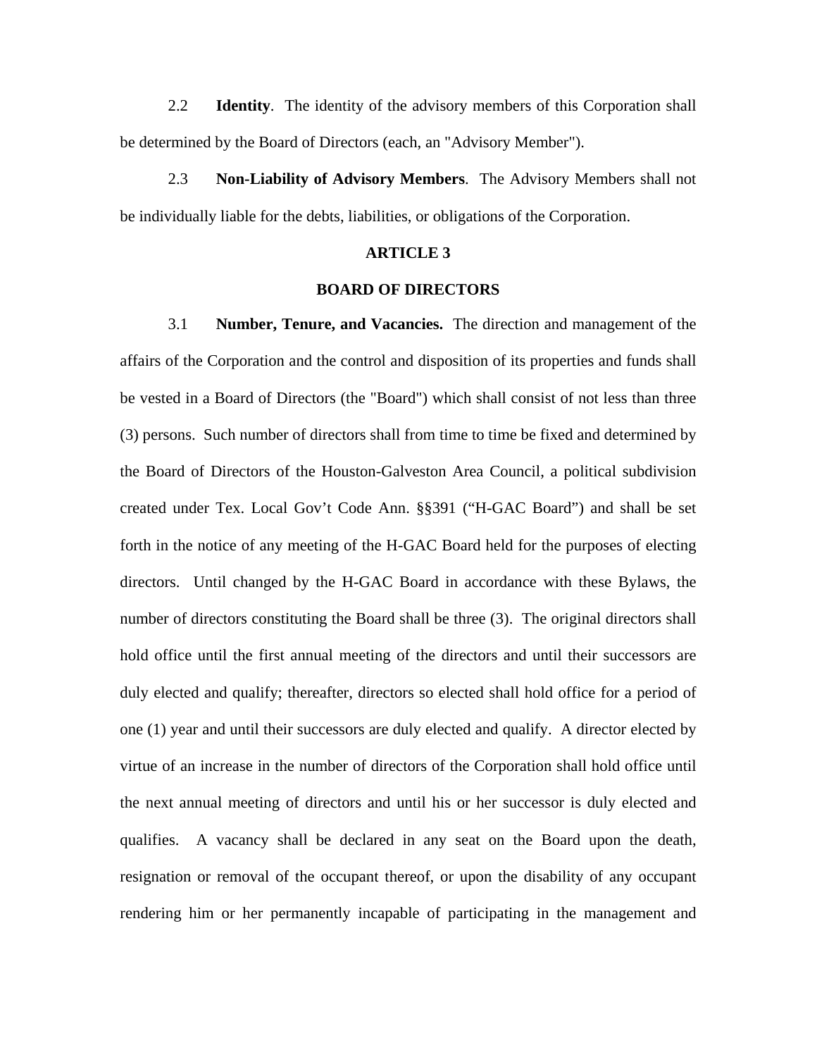2.2 **Identity**. The identity of the advisory members of this Corporation shall be determined by the Board of Directors (each, an "Advisory Member").

2.3 **Non-Liability of Advisory Members**. The Advisory Members shall not be individually liable for the debts, liabilities, or obligations of the Corporation.

## ARTICLE 3

## BOARD OF DIRECTORS

3.1 **Number, Tenure, and Vacancies.** The direction and management of the affairs of the Corporation and the control and disposition of its properties and funds shall be vested in a Board of Directors (the "Board") which shall consist of not less than three (3) persons. Such number of directors shall from time to time be fixed and determined by the Board of Directors of the Houston-Galveston Area Council, a political subdivision created under Tex. Local Gov't Code Ann. §§391 ("H-GAC Board") and shall be set forth in the notice of any meeting of the H-GAC Board held for the purposes of electing directors. Until changed by the H-GAC Board in accordance with these Bylaws, the number of directors constituting the Board shall be three (3). The original directors shall hold office until the first annual meeting of the directors and until their successors are duly elected and qualify; thereafter, directors so elected shall hold office for a period of one (1) year and until their successors are duly elected and qualify. A director elected by virtue of an increase in the number of directors of the Corporation shall hold office until the next annual meeting of directors and until his or her successor is duly elected and qualifies. A vacancy shall be declared in any seat on the Board upon the death, resignation or removal of the occupant thereof, or upon the disability of any occupant rendering him or her permanently incapable of participating in the management and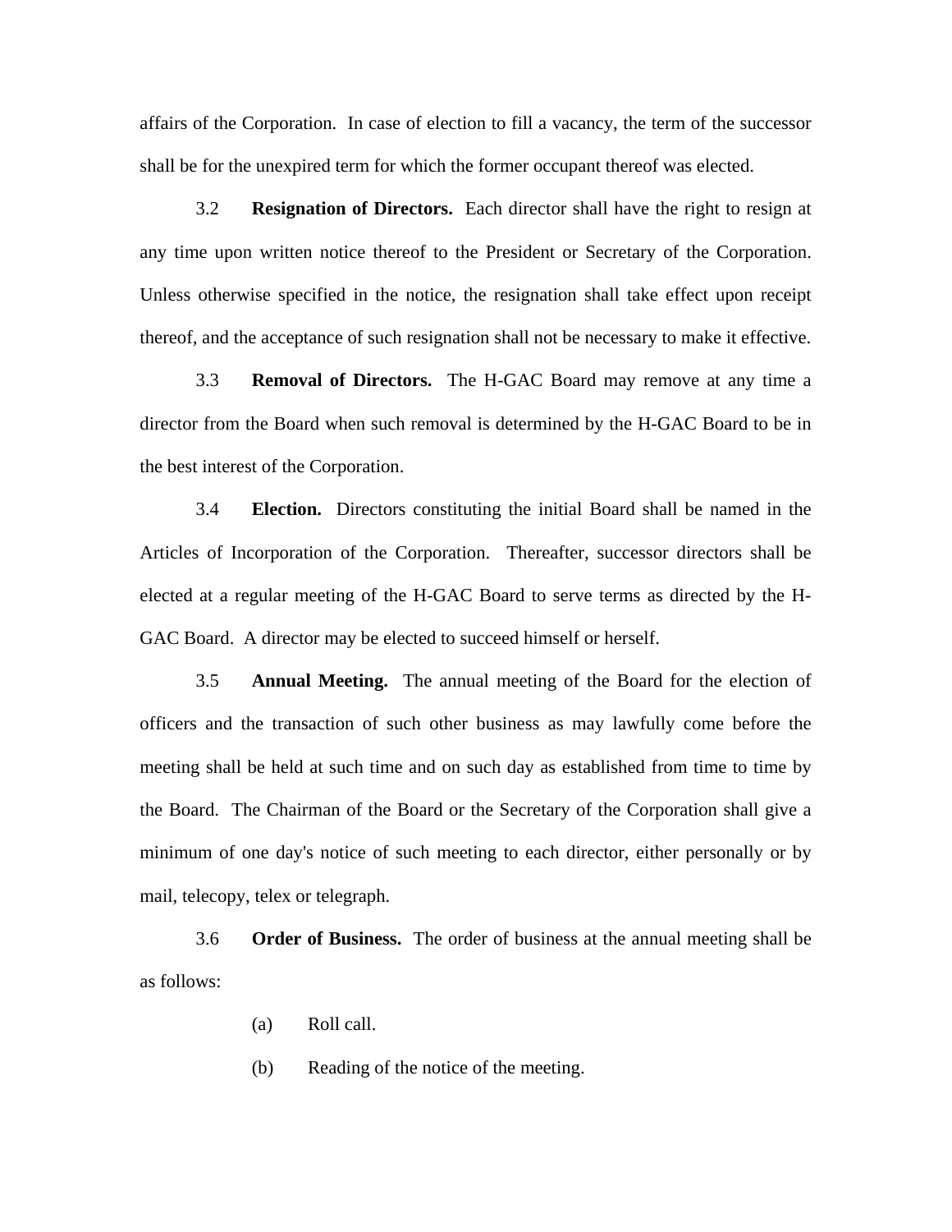affairs of the Corporation. In case of election to fill a vacancy, the term of the successor shall be for the unexpired term for which the former occupant thereof was elected.

3.2 **Resignation of Directors.** Each director shall have the right to resign at any time upon written notice thereof to the President or Secretary of the Corporation. Unless otherwise specified in the notice, the resignation shall take effect upon receipt thereof, and the acceptance of such resignation shall not be necessary to make it effective.

3.3 **Removal of Directors.** The H-GAC Board may remove at any time a director from the Board when such removal is determined by the H-GAC Board to be in the best interest of the Corporation.

3.4 **Election.** Directors constituting the initial Board shall be named in the Articles of Incorporation of the Corporation. Thereafter, successor directors shall be elected at a regular meeting of the H-GAC Board to serve terms as directed by the H-GAC Board. A director may be elected to succeed himself or herself.

3.5 **Annual Meeting.** The annual meeting of the Board for the election of officers and the transaction of such other business as may lawfully come before the meeting shall be held at such time and on such day as established from time to time by the Board. The Chairman of the Board or the Secretary of the Corporation shall give a minimum of one day's notice of such meeting to each director, either personally or by mail, telecopy, telex or telegraph.

3.6 **Order of Business.** The order of business at the annual meeting shall be as follows:

(a) Roll call.

(b) Reading of the notice of the meeting.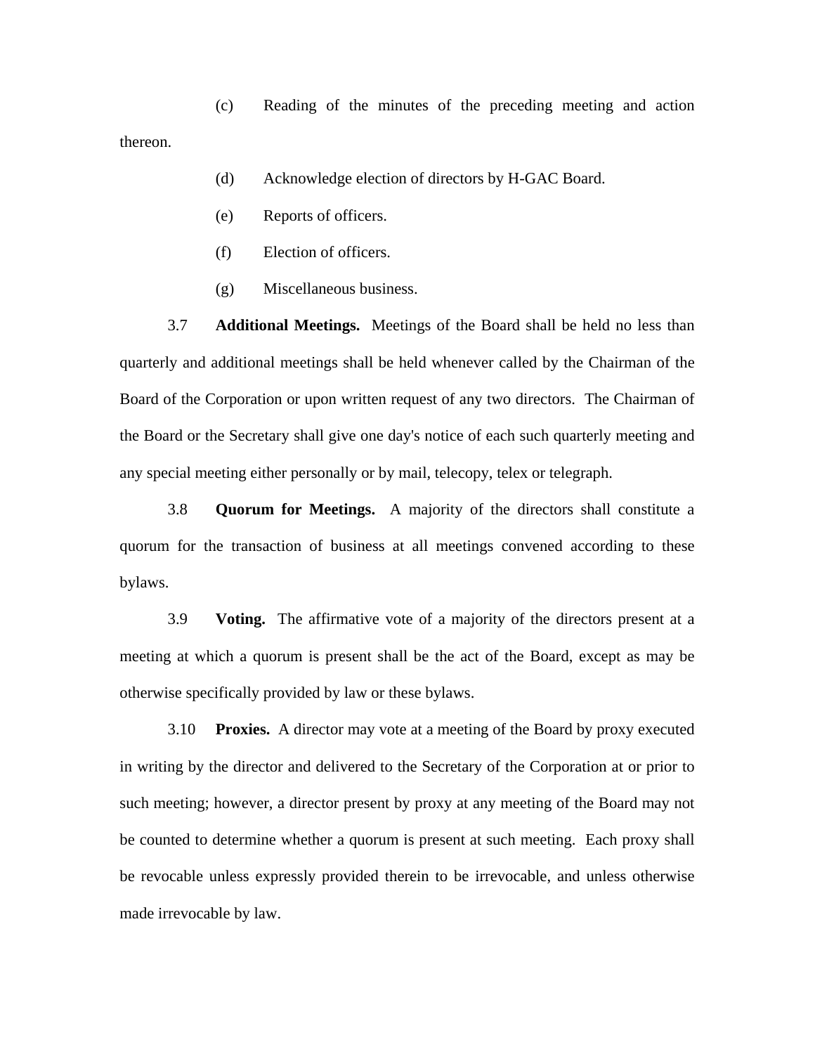(c) Reading of the minutes of the preceding meeting and action thereon.

(d) Acknowledge election of directors by H-GAC Board.

(e) Reports of officers.

(f) Election of officers.

(g) Miscellaneous business.

3.7 **Additional Meetings.** Meetings of the Board shall be held no less than quarterly and additional meetings shall be held whenever called by the Chairman of the Board of the Corporation or upon written request of any two directors. The Chairman of the Board or the Secretary shall give one day's notice of each such quarterly meeting and any special meeting either personally or by mail, telecopy, telex or telegraph.

3.8 **Quorum for Meetings.** A majority of the directors shall constitute a quorum for the transaction of business at all meetings convened according to these bylaws.

3.9 **Voting.** The affirmative vote of a majority of the directors present at a meeting at which a quorum is present shall be the act of the Board, except as may be otherwise specifically provided by law or these bylaws.

3.10 **Proxies.** A director may vote at a meeting of the Board by proxy executed in writing by the director and delivered to the Secretary of the Corporation at or prior to such meeting; however, a director present by proxy at any meeting of the Board may not be counted to determine whether a quorum is present at such meeting. Each proxy shall be revocable unless expressly provided therein to be irrevocable, and unless otherwise made irrevocable by law.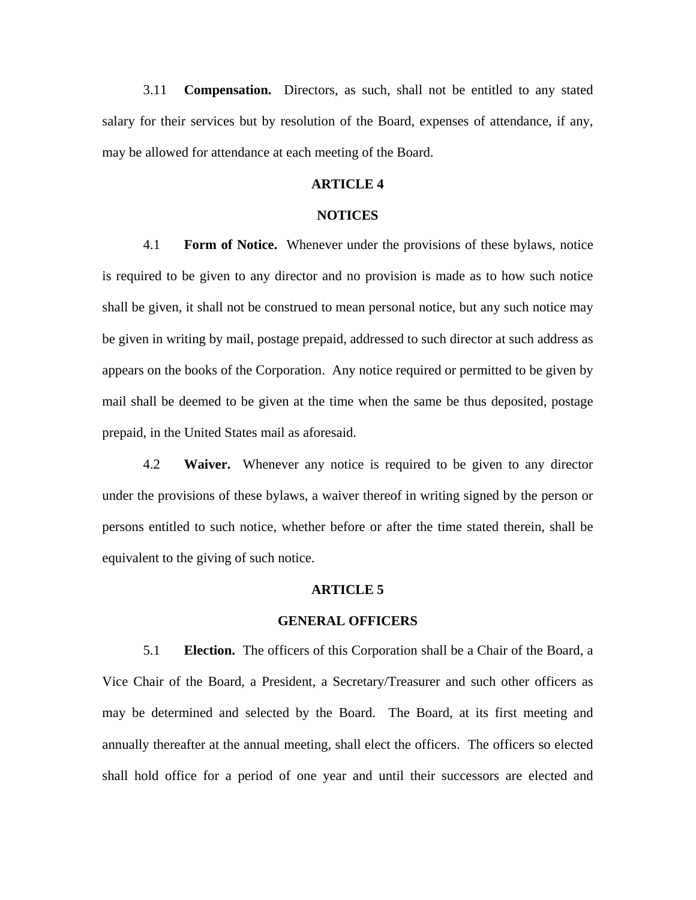3.11 **Compensation.** Directors, as such, shall not be entitled to any stated salary for their services but by resolution of the Board, expenses of attendance, if any, may be allowed for attendance at each meeting of the Board.

## ARTICLE 4

## NOTICES

4.1 **Form of Notice.** Whenever under the provisions of these bylaws, notice is required to be given to any director and no provision is made as to how such notice shall be given, it shall not be construed to mean personal notice, but any such notice may be given in writing by mail, postage prepaid, addressed to such director at such address as appears on the books of the Corporation. Any notice required or permitted to be given by mail shall be deemed to be given at the time when the same be thus deposited, postage prepaid, in the United States mail as aforesaid.

4.2 **Waiver.** Whenever any notice is required to be given to any director under the provisions of these bylaws, a waiver thereof in writing signed by the person or persons entitled to such notice, whether before or after the time stated therein, shall be equivalent to the giving of such notice.

## ARTICLE 5

## GENERAL OFFICERS

5.1 **Election.** The officers of this Corporation shall be a Chair of the Board, a Vice Chair of the Board, a President, a Secretary/Treasurer and such other officers as may be determined and selected by the Board. The Board, at its first meeting and annually thereafter at the annual meeting, shall elect the officers. The officers so elected shall hold office for a period of one year and until their successors are elected and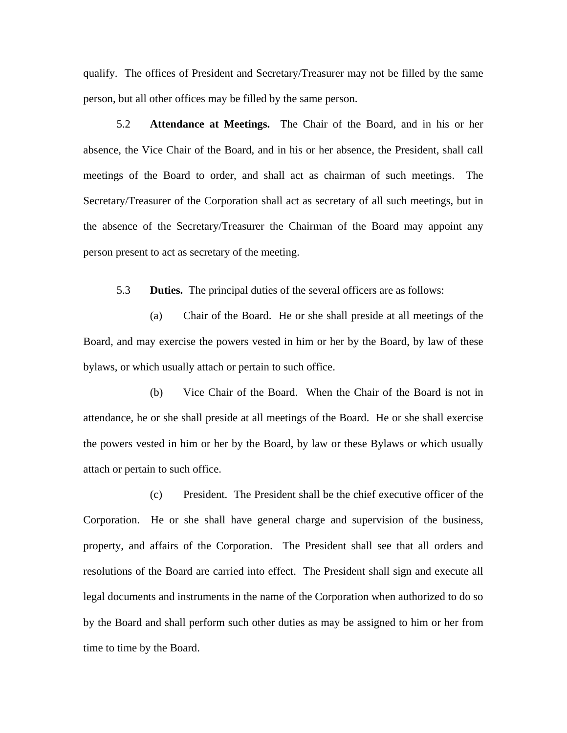qualify. The offices of President and Secretary/Treasurer may not be filled by the same person, but all other offices may be filled by the same person.

5.2 **Attendance at Meetings.** The Chair of the Board, and in his or her absence, the Vice Chair of the Board, and in his or her absence, the President, shall call meetings of the Board to order, and shall act as chairman of such meetings. The Secretary/Treasurer of the Corporation shall act as secretary of all such meetings, but in the absence of the Secretary/Treasurer the Chairman of the Board may appoint any person present to act as secretary of the meeting.

5.3 **Duties.** The principal duties of the several officers are as follows:

(a) Chair of the Board. He or she shall preside at all meetings of the Board, and may exercise the powers vested in him or her by the Board, by law of these bylaws, or which usually attach or pertain to such office.

(b) Vice Chair of the Board. When the Chair of the Board is not in attendance, he or she shall preside at all meetings of the Board. He or she shall exercise the powers vested in him or her by the Board, by law or these Bylaws or which usually attach or pertain to such office.

(c) President. The President shall be the chief executive officer of the Corporation. He or she shall have general charge and supervision of the business, property, and affairs of the Corporation. The President shall see that all orders and resolutions of the Board are carried into effect. The President shall sign and execute all legal documents and instruments in the name of the Corporation when authorized to do so by the Board and shall perform such other duties as may be assigned to him or her from time to time by the Board.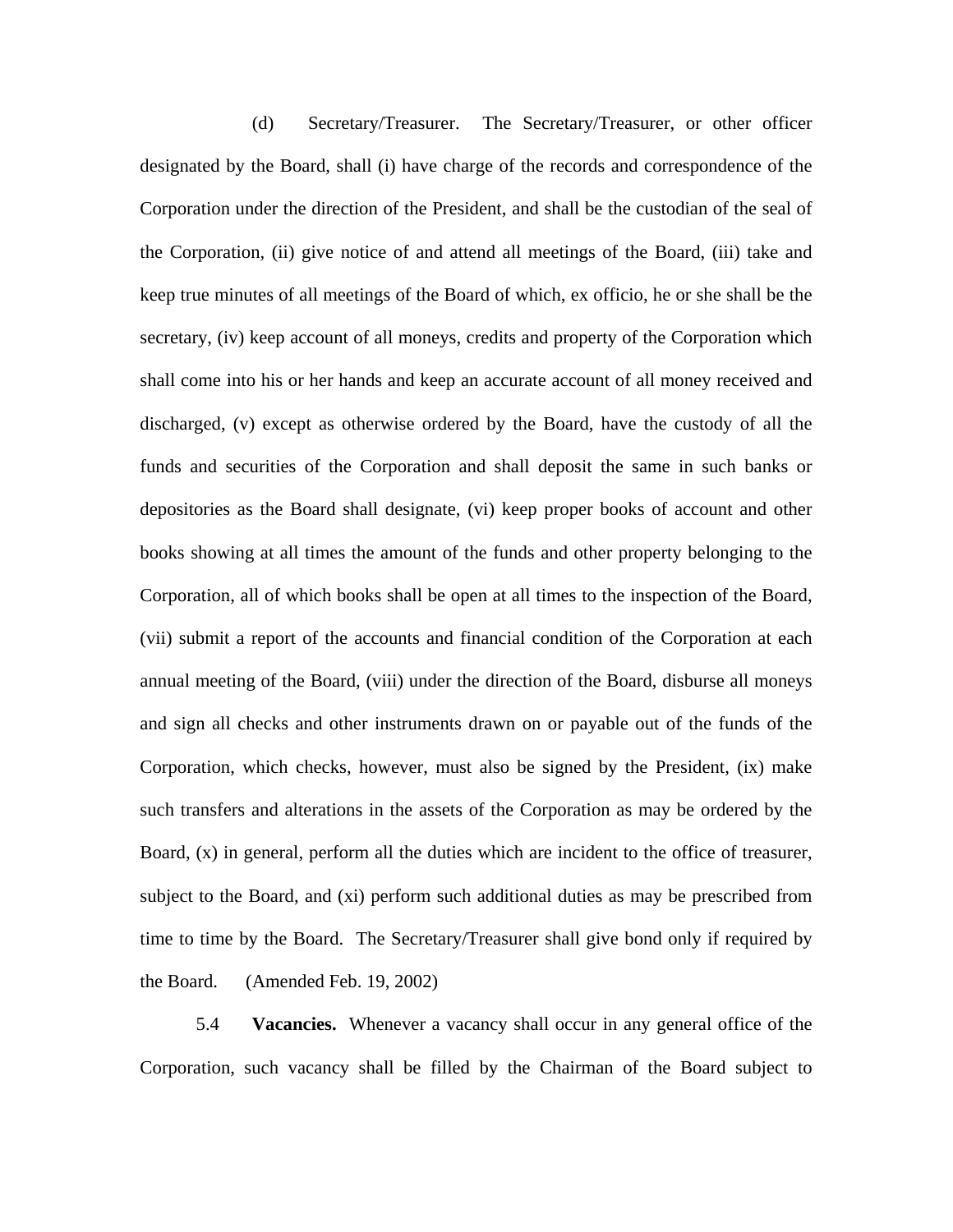(d) Secretary/Treasurer. The Secretary/Treasurer, or other officer designated by the Board, shall (i) have charge of the records and correspondence of the Corporation under the direction of the President, and shall be the custodian of the seal of the Corporation, (ii) give notice of and attend all meetings of the Board, (iii) take and keep true minutes of all meetings of the Board of which, ex officio, he or she shall be the secretary, (iv) keep account of all moneys, credits and property of the Corporation which shall come into his or her hands and keep an accurate account of all money received and discharged, (v) except as otherwise ordered by the Board, have the custody of all the funds and securities of the Corporation and shall deposit the same in such banks or depositories as the Board shall designate, (vi) keep proper books of account and other books showing at all times the amount of the funds and other property belonging to the Corporation, all of which books shall be open at all times to the inspection of the Board, (vii) submit a report of the accounts and financial condition of the Corporation at each annual meeting of the Board, (viii) under the direction of the Board, disburse all moneys and sign all checks and other instruments drawn on or payable out of the funds of the Corporation, which checks, however, must also be signed by the President, (ix) make such transfers and alterations in the assets of the Corporation as may be ordered by the Board, (x) in general, perform all the duties which are incident to the office of treasurer, subject to the Board, and (xi) perform such additional duties as may be prescribed from time to time by the Board. The Secretary/Treasurer shall give bond only if required by the Board. (Amended Feb. 19, 2002)

5.4 **Vacancies.** Whenever a vacancy shall occur in any general office of the Corporation, such vacancy shall be filled by the Chairman of the Board subject to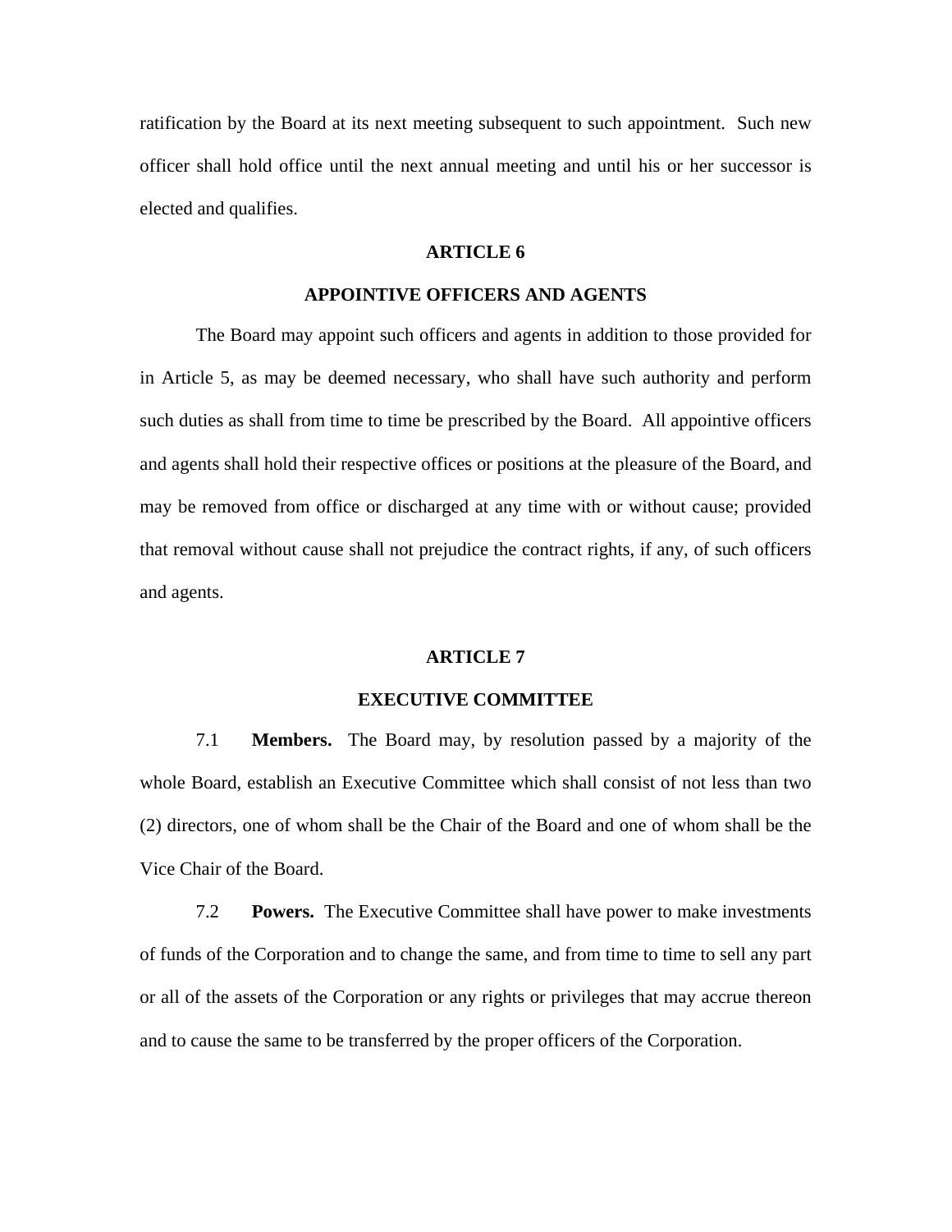ratification by the Board at its next meeting subsequent to such appointment. Such new officer shall hold office until the next annual meeting and until his or her successor is elected and qualifies.

## ARTICLE 6

## APPOINTIVE OFFICERS AND AGENTS

The Board may appoint such officers and agents in addition to those provided for in Article 5, as may be deemed necessary, who shall have such authority and perform such duties as shall from time to time be prescribed by the Board. All appointive officers and agents shall hold their respective offices or positions at the pleasure of the Board, and may be removed from office or discharged at any time with or without cause; provided that removal without cause shall not prejudice the contract rights, if any, of such officers and agents.

## ARTICLE 7

## EXECUTIVE COMMITTEE

7.1 **Members.** The Board may, by resolution passed by a majority of the whole Board, establish an Executive Committee which shall consist of not less than two (2) directors, one of whom shall be the Chair of the Board and one of whom shall be the Vice Chair of the Board.

7.2 **Powers.** The Executive Committee shall have power to make investments of funds of the Corporation and to change the same, and from time to time to sell any part or all of the assets of the Corporation or any rights or privileges that may accrue thereon and to cause the same to be transferred by the proper officers of the Corporation.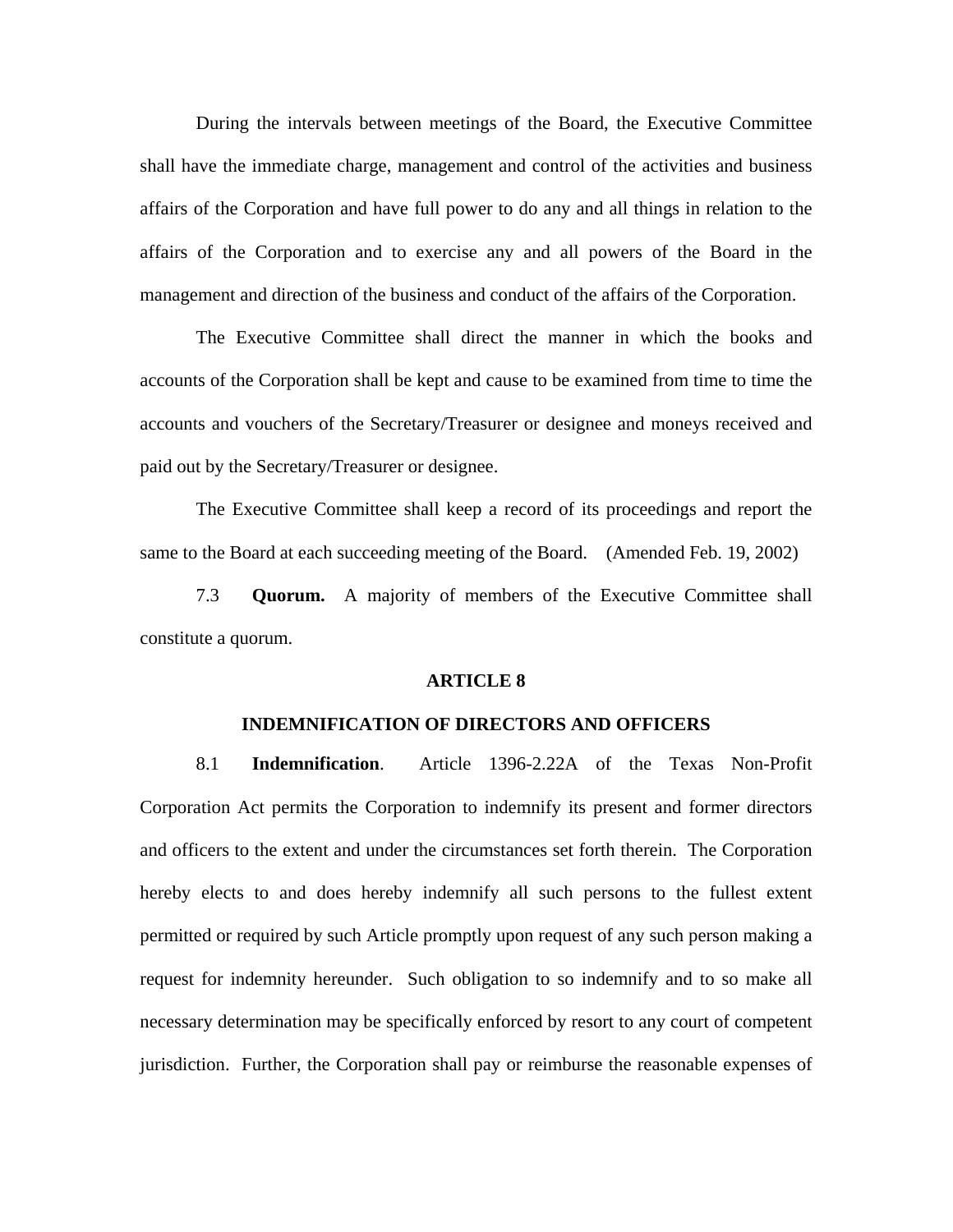During the intervals between meetings of the Board, the Executive Committee shall have the immediate charge, management and control of the activities and business affairs of the Corporation and have full power to do any and all things in relation to the affairs of the Corporation and to exercise any and all powers of the Board in the management and direction of the business and conduct of the affairs of the Corporation.

The Executive Committee shall direct the manner in which the books and accounts of the Corporation shall be kept and cause to be examined from time to time the accounts and vouchers of the Secretary/Treasurer or designee and moneys received and paid out by the Secretary/Treasurer or designee.

The Executive Committee shall keep a record of its proceedings and report the same to the Board at each succeeding meeting of the Board. (Amended Feb. 19, 2002)

7.3 **Quorum.** A majority of members of the Executive Committee shall constitute a quorum.

## ARTICLE 8

## INDEMNIFICATION OF DIRECTORS AND OFFICERS

8.1 **Indemnification**. Article 1396-2.22A of the Texas Non-Profit Corporation Act permits the Corporation to indemnify its present and former directors and officers to the extent and under the circumstances set forth therein. The Corporation hereby elects to and does hereby indemnify all such persons to the fullest extent permitted or required by such Article promptly upon request of any such person making a request for indemnity hereunder. Such obligation to so indemnify and to so make all necessary determination may be specifically enforced by resort to any court of competent jurisdiction. Further, the Corporation shall pay or reimburse the reasonable expenses of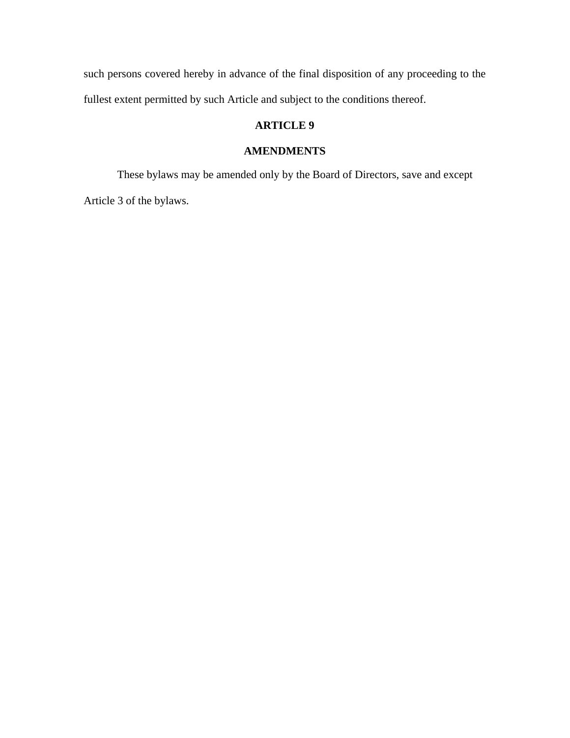such persons covered hereby in advance of the final disposition of any proceeding to the fullest extent permitted by such Article and subject to the conditions thereof.

## ARTICLE 9

## AMENDMENTS

These bylaws may be amended only by the Board of Directors, save and except Article 3 of the bylaws.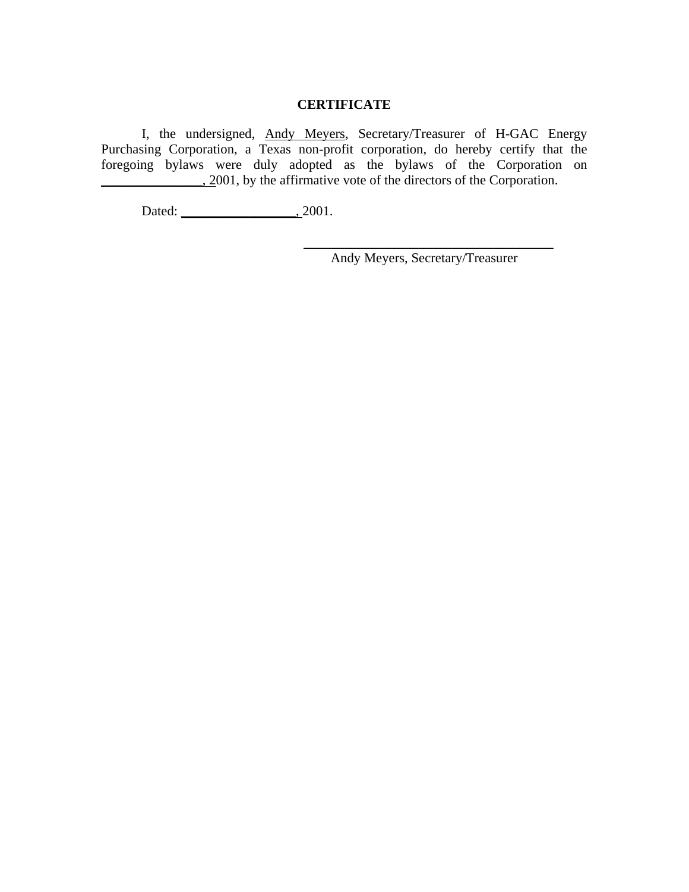# CERTIFICATE

I, the undersigned, Andy Meyers, Secretary/Treasurer of H-GAC Energy Purchasing Corporation, a Texas non-profit corporation, do hereby certify that the foregoing bylaws were duly adopted as the bylaws of the Corporation on _______________, 2001, by the affirmative vote of the directors of the Corporation.

Dated: _________________, 2001.

_______________________________________

Andy Meyers, Secretary/Treasurer